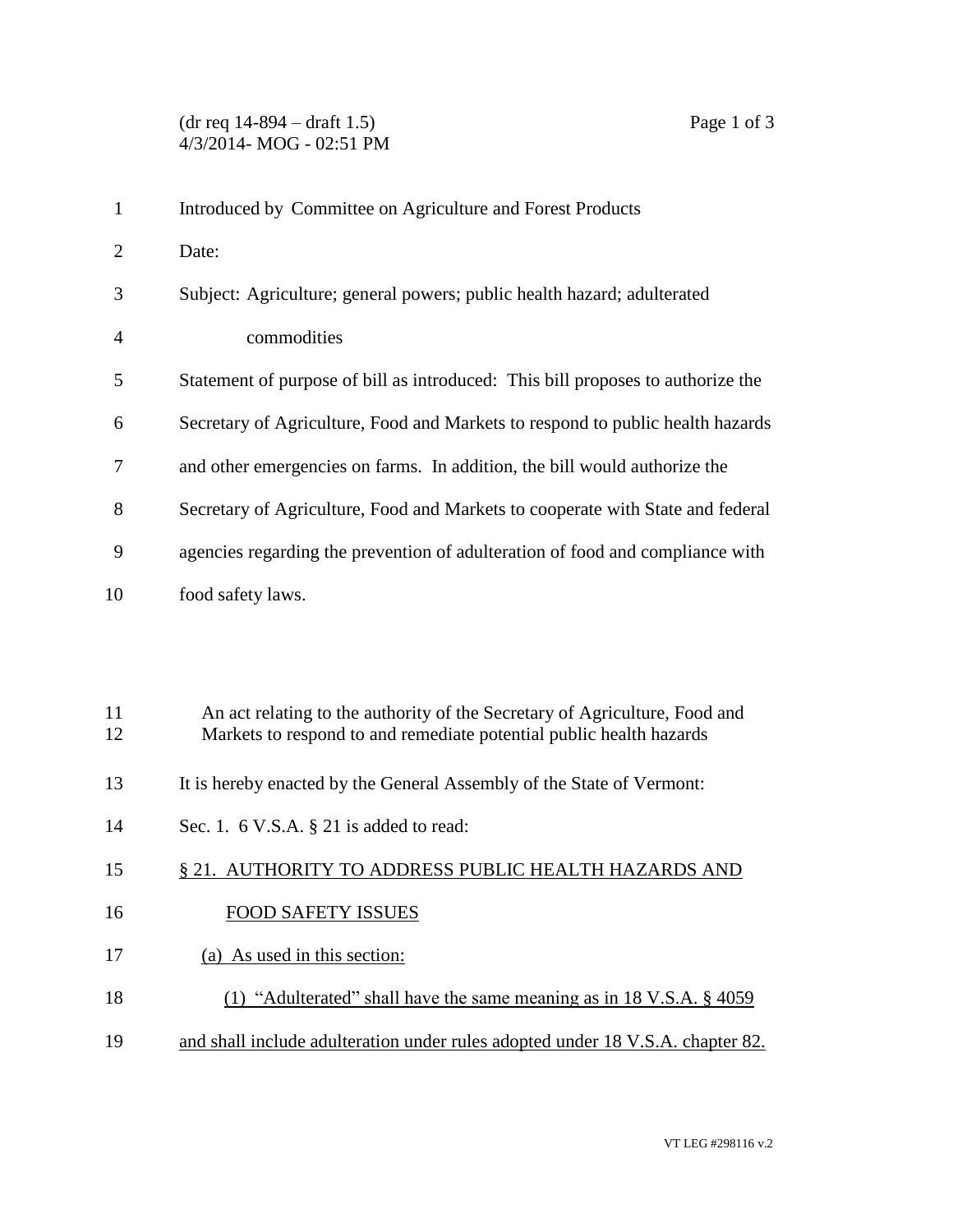(dr req 14-894 – draft 1.5)
4/3/2014- MOG - 02:51 PM

Introduced by Committee on Agriculture and Forest Products

Date:

Subject: Agriculture; general powers; public health hazard; adulterated commodities

Statement of purpose of bill as introduced: This bill proposes to authorize the Secretary of Agriculture, Food and Markets to respond to public health hazards and other emergencies on farms. In addition, the bill would authorize the Secretary of Agriculture, Food and Markets to cooperate with State and federal agencies regarding the prevention of adulteration of food and compliance with food safety laws.

An act relating to the authority of the Secretary of Agriculture, Food and Markets to respond to and remediate potential public health hazards

It is hereby enacted by the General Assembly of the State of Vermont:

Sec. 1. 6 V.S.A. § 21 is added to read:

§ 21. AUTHORITY TO ADDRESS PUBLIC HEALTH HAZARDS AND FOOD SAFETY ISSUES

(a) As used in this section:

(1) "Adulterated" shall have the same meaning as in 18 V.S.A. § 4059 and shall include adulteration under rules adopted under 18 V.S.A. chapter 82.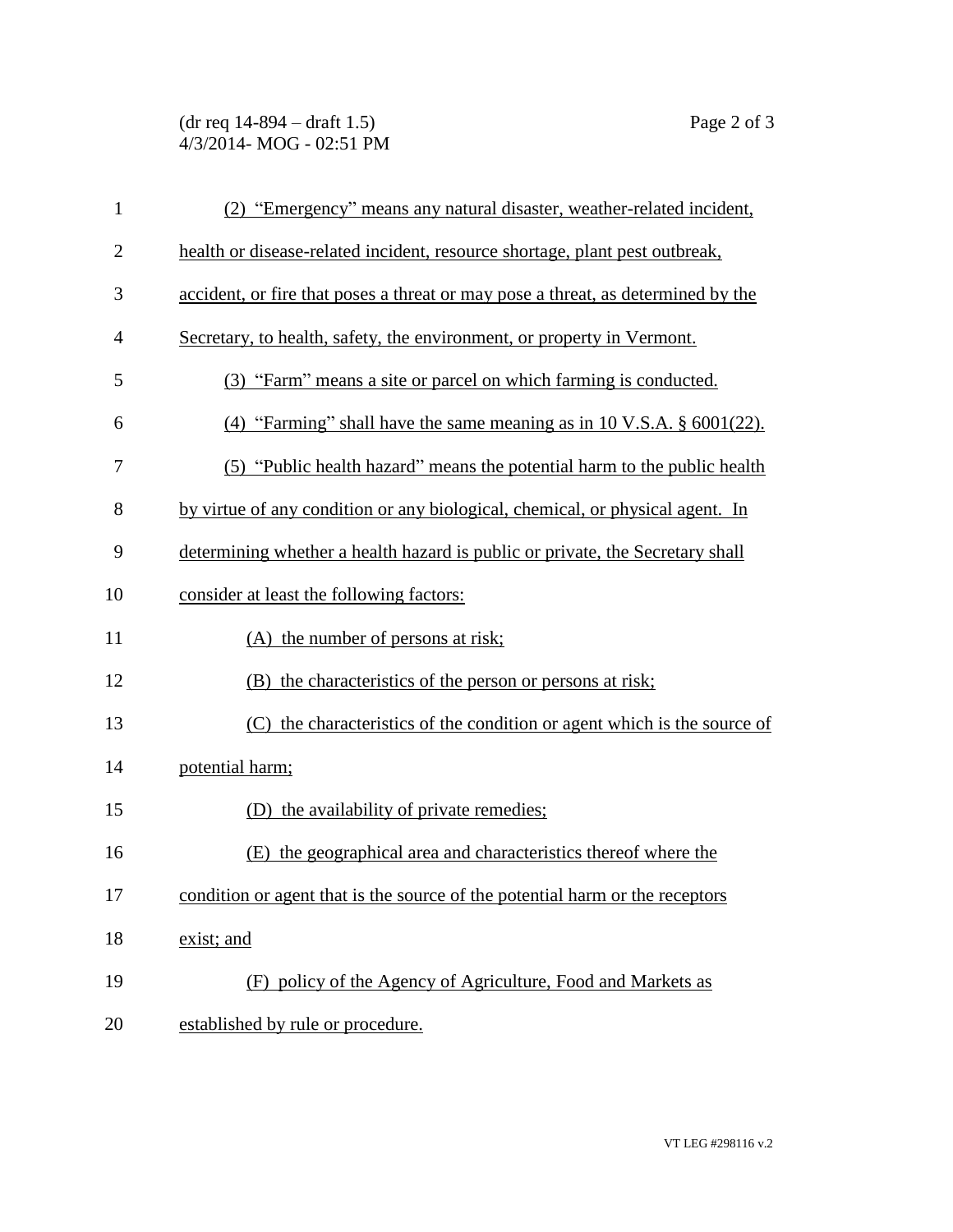(2) "Emergency" means any natural disaster, weather-related incident, health or disease-related incident, resource shortage, plant pest outbreak, accident, or fire that poses a threat or may pose a threat, as determined by the Secretary, to health, safety, the environment, or property in Vermont.

(3) "Farm" means a site or parcel on which farming is conducted.

(4) "Farming" shall have the same meaning as in 10 V.S.A. § 6001(22).

(5) "Public health hazard" means the potential harm to the public health by virtue of any condition or any biological, chemical, or physical agent. In determining whether a health hazard is public or private, the Secretary shall consider at least the following factors:

(A) the number of persons at risk;

(B) the characteristics of the person or persons at risk;

(C) the characteristics of the condition or agent which is the source of potential harm;

(D) the availability of private remedies;

(E) the geographical area and characteristics thereof where the condition or agent that is the source of the potential harm or the receptors exist; and

(F) policy of the Agency of Agriculture, Food and Markets as established by rule or procedure.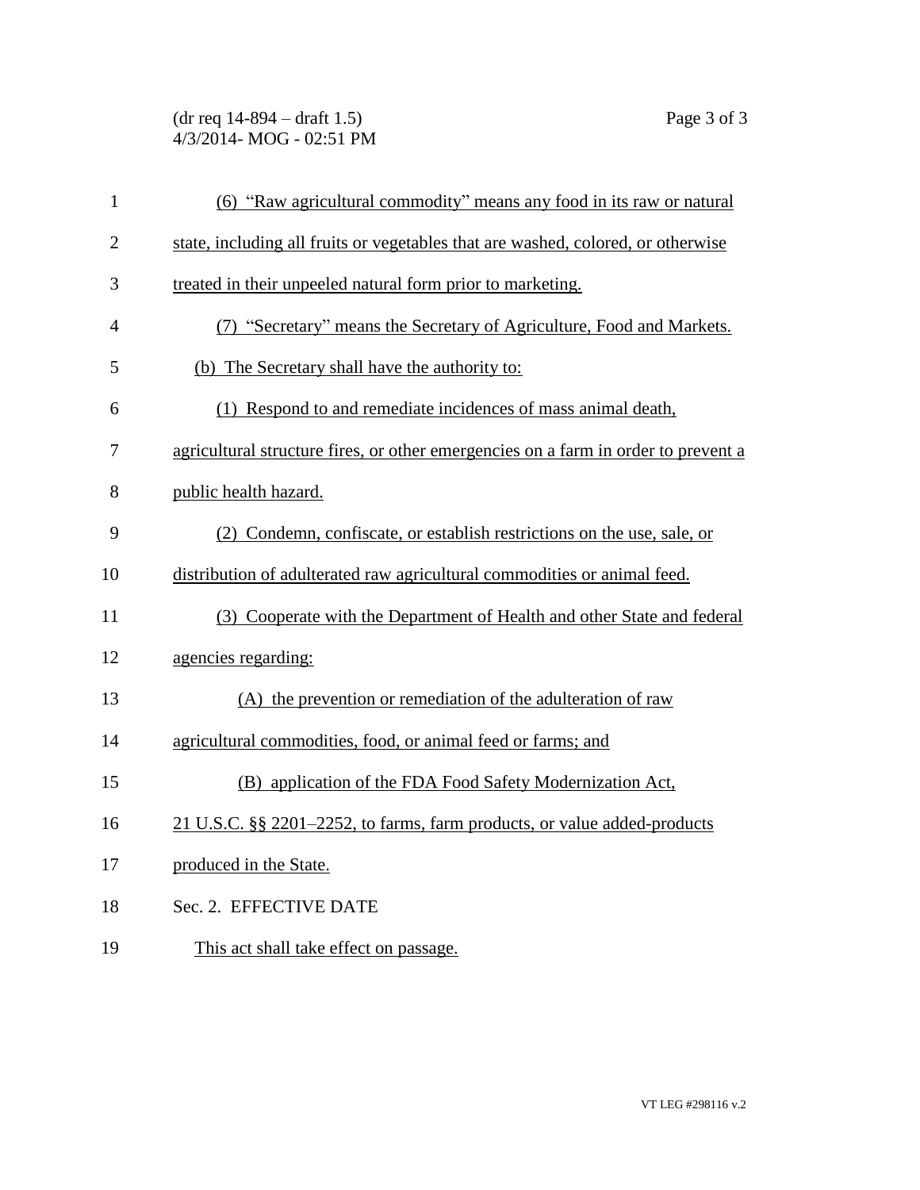(6) "Raw agricultural commodity" means any food in its raw or natural state, including all fruits or vegetables that are washed, colored, or otherwise treated in their unpeeled natural form prior to marketing.

(7) "Secretary" means the Secretary of Agriculture, Food and Markets.

(b) The Secretary shall have the authority to:

(1) Respond to and remediate incidences of mass animal death, agricultural structure fires, or other emergencies on a farm in order to prevent a public health hazard.

(2) Condemn, confiscate, or establish restrictions on the use, sale, or distribution of adulterated raw agricultural commodities or animal feed.

(3) Cooperate with the Department of Health and other State and federal agencies regarding:

(A) the prevention or remediation of the adulteration of raw agricultural commodities, food, or animal feed or farms; and

(B) application of the FDA Food Safety Modernization Act, 21 U.S.C. §§ 2201–2252, to farms, farm products, or value added-products produced in the State.

Sec. 2. EFFECTIVE DATE

This act shall take effect on passage.